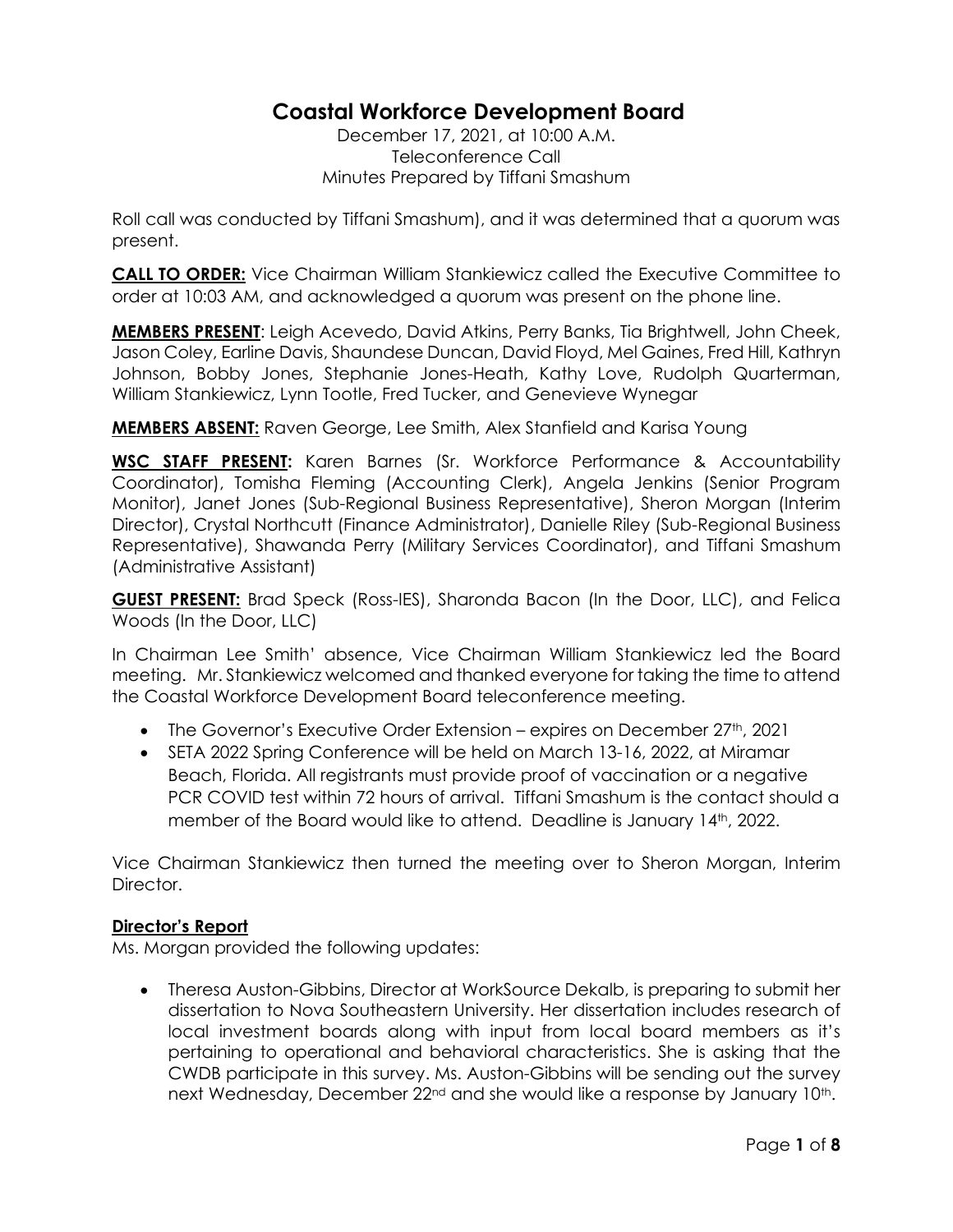# Coastal Workforce Development Board

December 17, 2021, at 10:00 A.M.
Teleconference Call
Minutes Prepared by Tiffani Smashum

Roll call was conducted by Tiffani Smashum), and it was determined that a quorum was present.

**CALL TO ORDER:** Vice Chairman William Stankiewicz called the Executive Committee to order at 10:03 AM, and acknowledged a quorum was present on the phone line.

**MEMBERS PRESENT**: Leigh Acevedo, David Atkins, Perry Banks, Tia Brightwell, John Cheek, Jason Coley, Earline Davis, Shaundese Duncan, David Floyd, Mel Gaines, Fred Hill, Kathryn Johnson, Bobby Jones, Stephanie Jones-Heath, Kathy Love, Rudolph Quarterman, William Stankiewicz, Lynn Tootle, Fred Tucker, and Genevieve Wynegar

**MEMBERS ABSENT:** Raven George, Lee Smith, Alex Stanfield and Karisa Young

**WSC STAFF PRESENT:** Karen Barnes (Sr. Workforce Performance & Accountability Coordinator), Tomisha Fleming (Accounting Clerk), Angela Jenkins (Senior Program Monitor), Janet Jones (Sub-Regional Business Representative), Sheron Morgan (Interim Director), Crystal Northcutt (Finance Administrator), Danielle Riley (Sub-Regional Business Representative), Shawanda Perry (Military Services Coordinator), and Tiffani Smashum (Administrative Assistant)

**GUEST PRESENT:** Brad Speck (Ross-IES), Sharonda Bacon (In the Door, LLC), and Felica Woods (In the Door, LLC)

In Chairman Lee Smith' absence, Vice Chairman William Stankiewicz led the Board meeting. Mr. Stankiewicz welcomed and thanked everyone for taking the time to attend the Coastal Workforce Development Board teleconference meeting.

- The Governor's Executive Order Extension – expires on December 27th, 2021
- SETA 2022 Spring Conference will be held on March 13-16, 2022, at Miramar Beach, Florida. All registrants must provide proof of vaccination or a negative PCR COVID test within 72 hours of arrival. Tiffani Smashum is the contact should a member of the Board would like to attend. Deadline is January 14th, 2022.

Vice Chairman Stankiewicz then turned the meeting over to Sheron Morgan, Interim Director.

## Director's Report

Ms. Morgan provided the following updates:

- Theresa Auston-Gibbins, Director at WorkSource Dekalb, is preparing to submit her dissertation to Nova Southeastern University. Her dissertation includes research of local investment boards along with input from local board members as it's pertaining to operational and behavioral characteristics. She is asking that the CWDB participate in this survey. Ms. Auston-Gibbins will be sending out the survey next Wednesday, December 22nd and she would like a response by January 10th.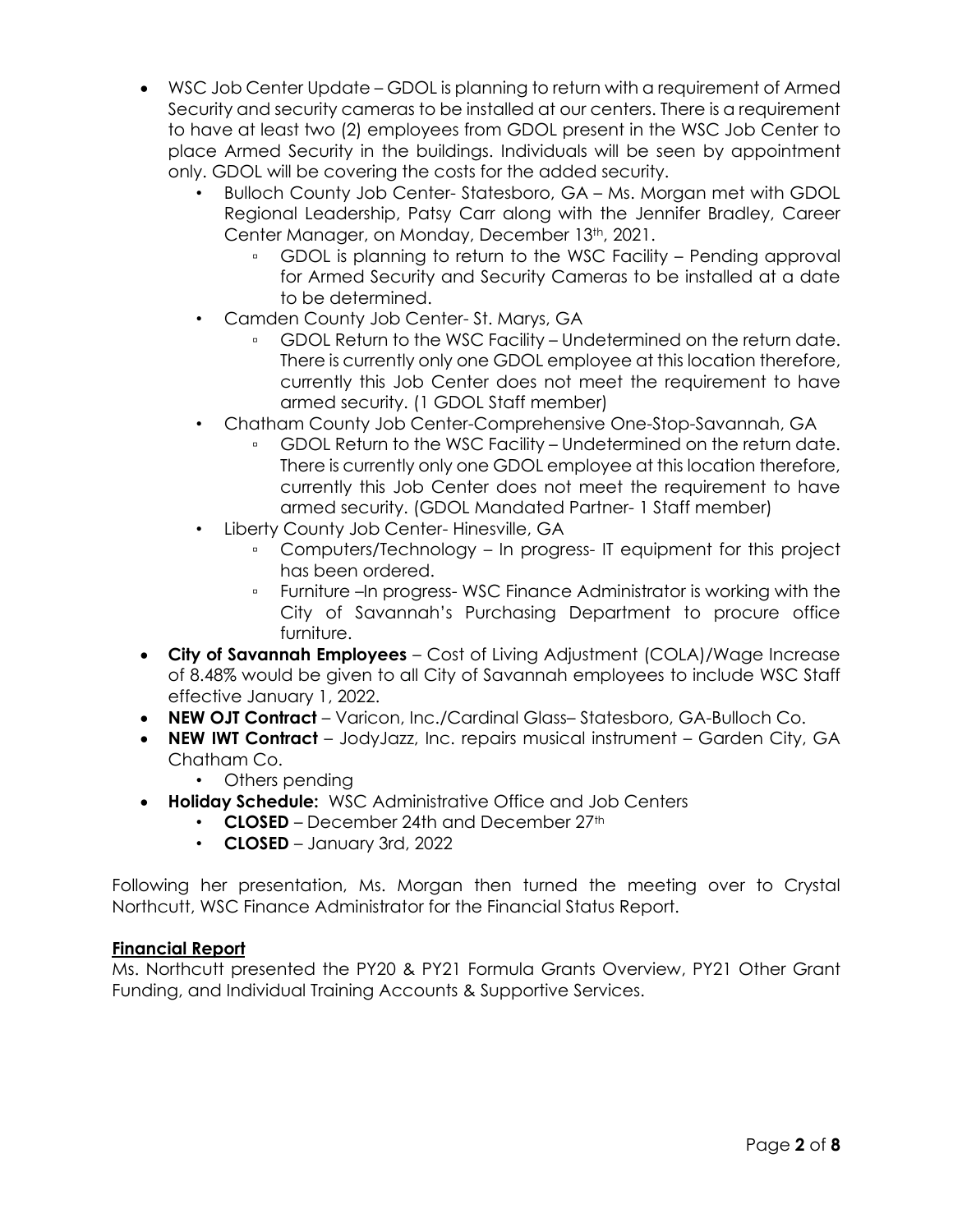- WSC Job Center Update – GDOL is planning to return with a requirement of Armed Security and security cameras to be installed at our centers. There is a requirement to have at least two (2) employees from GDOL present in the WSC Job Center to place Armed Security in the buildings. Individuals will be seen by appointment only. GDOL will be covering the costs for the added security.
  - Bulloch County Job Center- Statesboro, GA – Ms. Morgan met with GDOL Regional Leadership, Patsy Carr along with the Jennifer Bradley, Career Center Manager, on Monday, December 13th, 2021.
    - GDOL is planning to return to the WSC Facility – Pending approval for Armed Security and Security Cameras to be installed at a date to be determined.
  - Camden County Job Center- St. Marys, GA
    - GDOL Return to the WSC Facility – Undetermined on the return date. There is currently only one GDOL employee at this location therefore, currently this Job Center does not meet the requirement to have armed security. (1 GDOL Staff member)
  - Chatham County Job Center-Comprehensive One-Stop-Savannah, GA
    - GDOL Return to the WSC Facility – Undetermined on the return date. There is currently only one GDOL employee at this location therefore, currently this Job Center does not meet the requirement to have armed security. (GDOL Mandated Partner- 1 Staff member)
  - Liberty County Job Center- Hinesville, GA
    - Computers/Technology – In progress- IT equipment for this project has been ordered.
    - Furniture –In progress- WSC Finance Administrator is working with the City of Savannah's Purchasing Department to procure office furniture.
- **City of Savannah Employees** – Cost of Living Adjustment (COLA)/Wage Increase of 8.48% would be given to all City of Savannah employees to include WSC Staff effective January 1, 2022.
- **NEW OJT Contract** – Varicon, Inc./Cardinal Glass– Statesboro, GA-Bulloch Co.
- **NEW IWT Contract** – JodyJazz, Inc. repairs musical instrument – Garden City, GA Chatham Co.
  - Others pending
- **Holiday Schedule:** WSC Administrative Office and Job Centers
  - **CLOSED** – December 24th and December 27th
  - **CLOSED** – January 3rd, 2022

Following her presentation, Ms. Morgan then turned the meeting over to Crystal Northcutt, WSC Finance Administrator for the Financial Status Report.

**Financial Report**

Ms. Northcutt presented the PY20 & PY21 Formula Grants Overview, PY21 Other Grant Funding, and Individual Training Accounts & Supportive Services.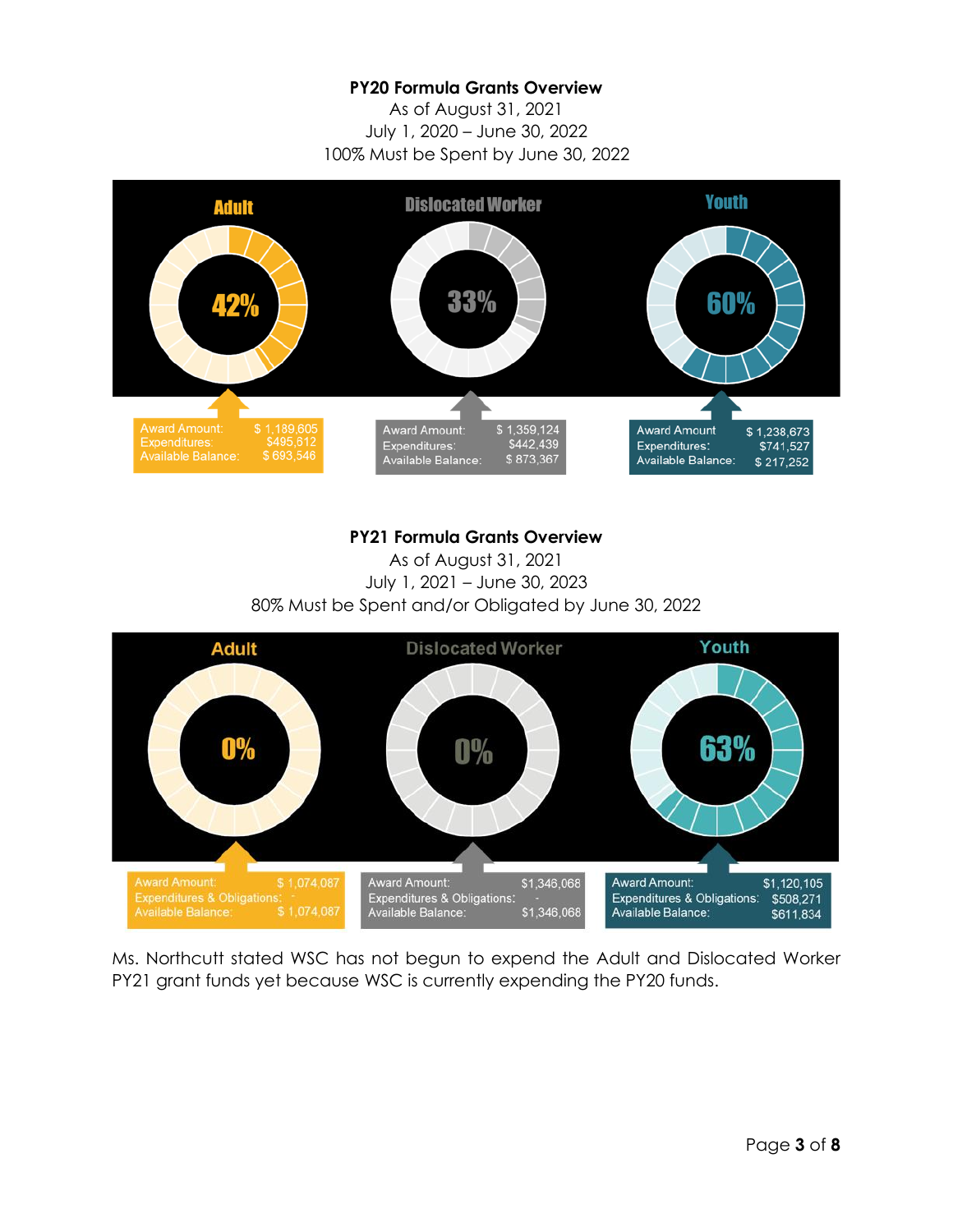**PY20 Formula Grants Overview**

As of August 31, 2021

July 1, 2020 – June 30, 2022

100% Must be Spent by June 30, 2022

Adult

42%

Award Amount: $ 1,189,605
Expenditures: $495,812
Available Balance: $ 693,546

Dislocated Worker

33%

Award Amount: $ 1,359,124
Expenditures: $442,439
Available Balance: $ 873,367

Youth

60%

Award Amount $ 1,238,673
Expenditures: $741,527
Available Balance: $ 217,252

**PY21 Formula Grants Overview**

As of August 31, 2021

July 1, 2021 – June 30, 2023

80% Must be Spent and/or Obligated by June 30, 2022

Adult

0%

Award Amount: $ 1,074,087
Expenditures & Obligations: -
Available Balance: $ 1,074,087

Dislocated Worker

0%

Award Amount: $1,346,068
Expenditures & Obligations: -
Available Balance: $1,346,068

Youth

63%

Award Amount: $1,120,105
Expenditures & Obligations: $508,271
Available Balance: $611,834

Ms. Northcutt stated WSC has not begun to expend the Adult and Dislocated Worker PY21 grant funds yet because WSC is currently expending the PY20 funds.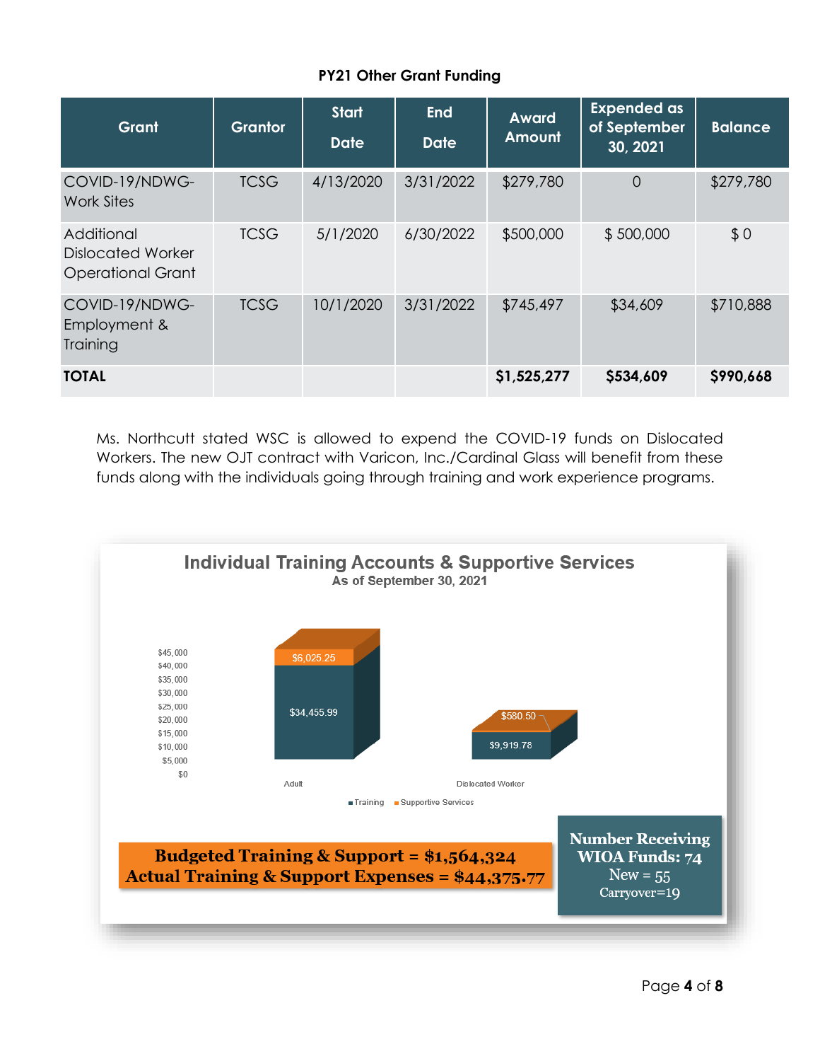**PY21 Other Grant Funding**

| Grant | Grantor | Start Date | End Date | Award Amount | Expended as of September 30, 2021 | Balance |
|---|---|---|---|---|---|---|
| COVID-19/NDWG-Work Sites | TCSG | 4/13/2020 | 3/31/2022 | $279,780 | 0 | $279,780 |
| Additional Dislocated Worker Operational Grant | TCSG | 5/1/2020 | 6/30/2022 | $500,000 | $ 500,000 | $ 0 |
| COVID-19/NDWG-Employment & Training | TCSG | 10/1/2020 | 3/31/2022 | $745,497 | $34,609 | $710,888 |
| **TOTAL** | | | | **$1,525,277** | **$534,609** | **$990,668** |

Ms. Northcutt stated WSC is allowed to expend the COVID-19 funds on Dislocated Workers. The new OJT contract with Varicon, Inc./Cardinal Glass will benefit from these funds along with the individuals going through training and work experience programs.

**Individual Training Accounts & Supportive Services**
As of September 30, 2021

$45,000
$40,000
$35,000
$30,000
$25,000
$20,000
$15,000
$10,000
$5,000
$0

$6,025.25
$34,455.99
$580.50
$9,919.78

Adult
Dislocated Worker

Training
Supportive Services

**Budgeted Training & Support = $1,564,324**
**Actual Training & Support Expenses = $44,375.77**

**Number Receiving WIOA Funds: 74**
New = 55
Carryover=19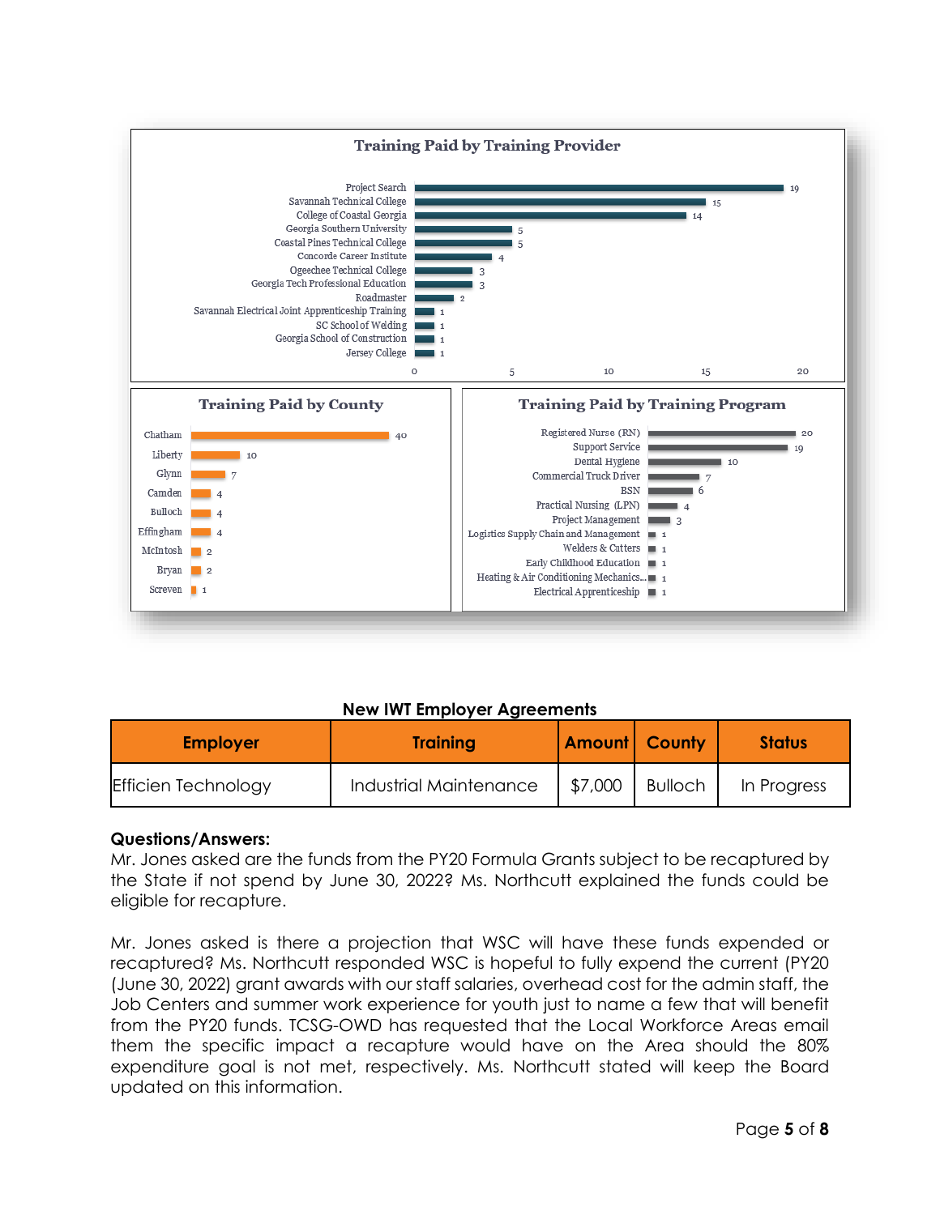**Training Paid by Training Provider**

| Training Provider | Count |
|---|---|
| Project Search | 19 |
| Savannah Technical College | 15 |
| College of Coastal Georgia | 14 |
| Georgia Southern University | 5 |
| Coastal Pines Technical College | 5 |
| Concorde Career Institute | 4 |
| Ogeechee Technical College | 3 |
| Georgia Tech Professional Education | 3 |
| Roadmaster | 2 |
| Savannah Electrical Joint Apprenticeship Training | 1 |
| SC School of Welding | 1 |
| Georgia School of Construction | 1 |
| Jersey College | 1 |

**Training Paid by County**

| County | Count |
|---|---|
| Chatham | 40 |
| Liberty | 10 |
| Glynn | 7 |
| Camden | 4 |
| Bulloch | 4 |
| Effingham | 4 |
| McIntosh | 2 |
| Bryan | 2 |
| Screven | 1 |

**Training Paid by Training Program**

| Training Program | Count |
|---|---|
| Registered Nurse (RN) | 20 |
| Support Service | 19 |
| Dental Hygiene | 10 |
| Commercial Truck Driver | 7 |
| BSN | 6 |
| Practical Nursing (LPN) | 4 |
| Project Management | 3 |
| Logistics Supply Chain and Management | 1 |
| Welders & Cutters | 1 |
| Early Childhood Education | 1 |
| Heating & Air Conditioning Mechanics... | 1 |
| Electrical Apprenticeship | 1 |

**New IWT Employer Agreements**

| Employer | Training | Amount | County | Status |
|---|---|---|---|---|
| Efficien Technology | Industrial Maintenance | $7,000 | Bulloch | In Progress |

**Questions/Answers:**

Mr. Jones asked are the funds from the PY20 Formula Grants subject to be recaptured by the State if not spend by June 30, 2022? Ms. Northcutt explained the funds could be eligible for recapture.

Mr. Jones asked is there a projection that WSC will have these funds expended or recaptured? Ms. Northcutt responded WSC is hopeful to fully expend the current (PY20 (June 30, 2022) grant awards with our staff salaries, overhead cost for the admin staff, the Job Centers and summer work experience for youth just to name a few that will benefit from the PY20 funds. TCSG-OWD has requested that the Local Workforce Areas email them the specific impact a recapture would have on the Area should the 80% expenditure goal is not met, respectively. Ms. Northcutt stated will keep the Board updated on this information.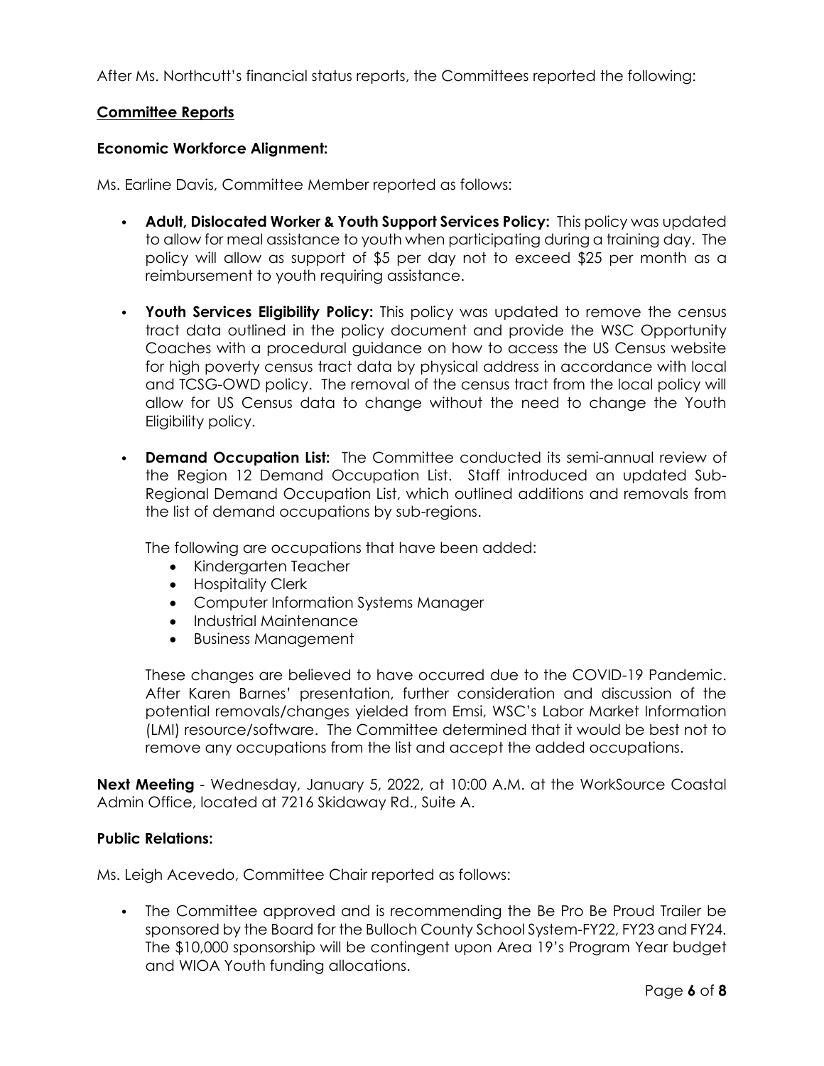After Ms. Northcutt's financial status reports, the Committees reported the following:

**Committee Reports**

**Economic Workforce Alignment:**

Ms. Earline Davis, Committee Member reported as follows:

- **Adult, Dislocated Worker & Youth Support Services Policy:** This policy was updated to allow for meal assistance to youth when participating during a training day. The policy will allow as support of $5 per day not to exceed $25 per month as a reimbursement to youth requiring assistance.

- **Youth Services Eligibility Policy:** This policy was updated to remove the census tract data outlined in the policy document and provide the WSC Opportunity Coaches with a procedural guidance on how to access the US Census website for high poverty census tract data by physical address in accordance with local and TCSG-OWD policy. The removal of the census tract from the local policy will allow for US Census data to change without the need to change the Youth Eligibility policy.

- **Demand Occupation List:** The Committee conducted its semi-annual review of the Region 12 Demand Occupation List. Staff introduced an updated Sub-Regional Demand Occupation List, which outlined additions and removals from the list of demand occupations by sub-regions.

  The following are occupations that have been added:
  - Kindergarten Teacher
  - Hospitality Clerk
  - Computer Information Systems Manager
  - Industrial Maintenance
  - Business Management

  These changes are believed to have occurred due to the COVID-19 Pandemic. After Karen Barnes' presentation, further consideration and discussion of the potential removals/changes yielded from Emsi, WSC's Labor Market Information (LMI) resource/software. The Committee determined that it would be best not to remove any occupations from the list and accept the added occupations.

**Next Meeting** - Wednesday, January 5, 2022, at 10:00 A.M. at the WorkSource Coastal Admin Office, located at 7216 Skidaway Rd., Suite A.

**Public Relations:**

Ms. Leigh Acevedo, Committee Chair reported as follows:

- The Committee approved and is recommending the Be Pro Be Proud Trailer be sponsored by the Board for the Bulloch County School System-FY22, FY23 and FY24. The $10,000 sponsorship will be contingent upon Area 19's Program Year budget and WIOA Youth funding allocations.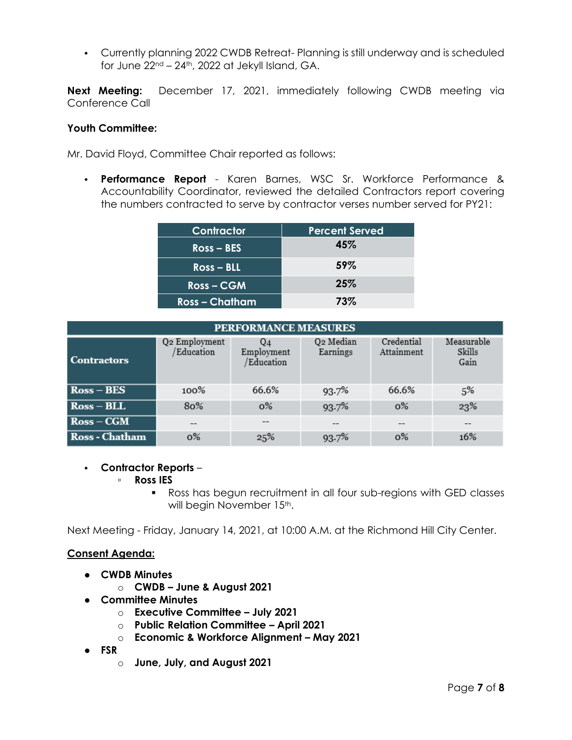- Currently planning 2022 CWDB Retreat- Planning is still underway and is scheduled for June 22nd – 24th, 2022 at Jekyll Island, GA.

**Next Meeting:** December 17, 2021, immediately following CWDB meeting via Conference Call

**Youth Committee:**

Mr. David Floyd, Committee Chair reported as follows:

- **Performance Report** - Karen Barnes, WSC Sr. Workforce Performance & Accountability Coordinator, reviewed the detailed Contractors report covering the numbers contracted to serve by contractor verses number served for PY21:

| Contractor | Percent Served |
|---|---|
| Ross – BES | 45% |
| Ross – BLL | 59% |
| Ross – CGM | 25% |
| Ross – Chatham | 73% |

| PERFORMANCE MEASURES | | | | | |
|---|---|---|---|---|---|
| Contractors | Q2 Employment /Education | Q4 Employment /Education | Q2 Median Earnings | Credential Attainment | Measurable Skills Gain |
| Ross – BES | 100% | 66.6% | 93.7% | 66.6% | 5% |
| Ross – BLL | 80% | 0% | 93.7% | 0% | 23% |
| Ross – CGM | -- | -- | -- | -- | -- |
| Ross - Chatham | 0% | 25% | 93.7% | 0% | 16% |

- **Contractor Reports** –
  - **Ross IES**
    - Ross has begun recruitment in all four sub-regions with GED classes will begin November 15th.

Next Meeting - Friday, January 14, 2021, at 10:00 A.M. at the Richmond Hill City Center.

**Consent Agenda:**

- **CWDB Minutes**
  - **CWDB – June & August 2021**
- **Committee Minutes**
  - **Executive Committee – July 2021**
  - **Public Relation Committee – April 2021**
  - **Economic & Workforce Alignment – May 2021**
- **FSR**
  - **June, July, and August 2021**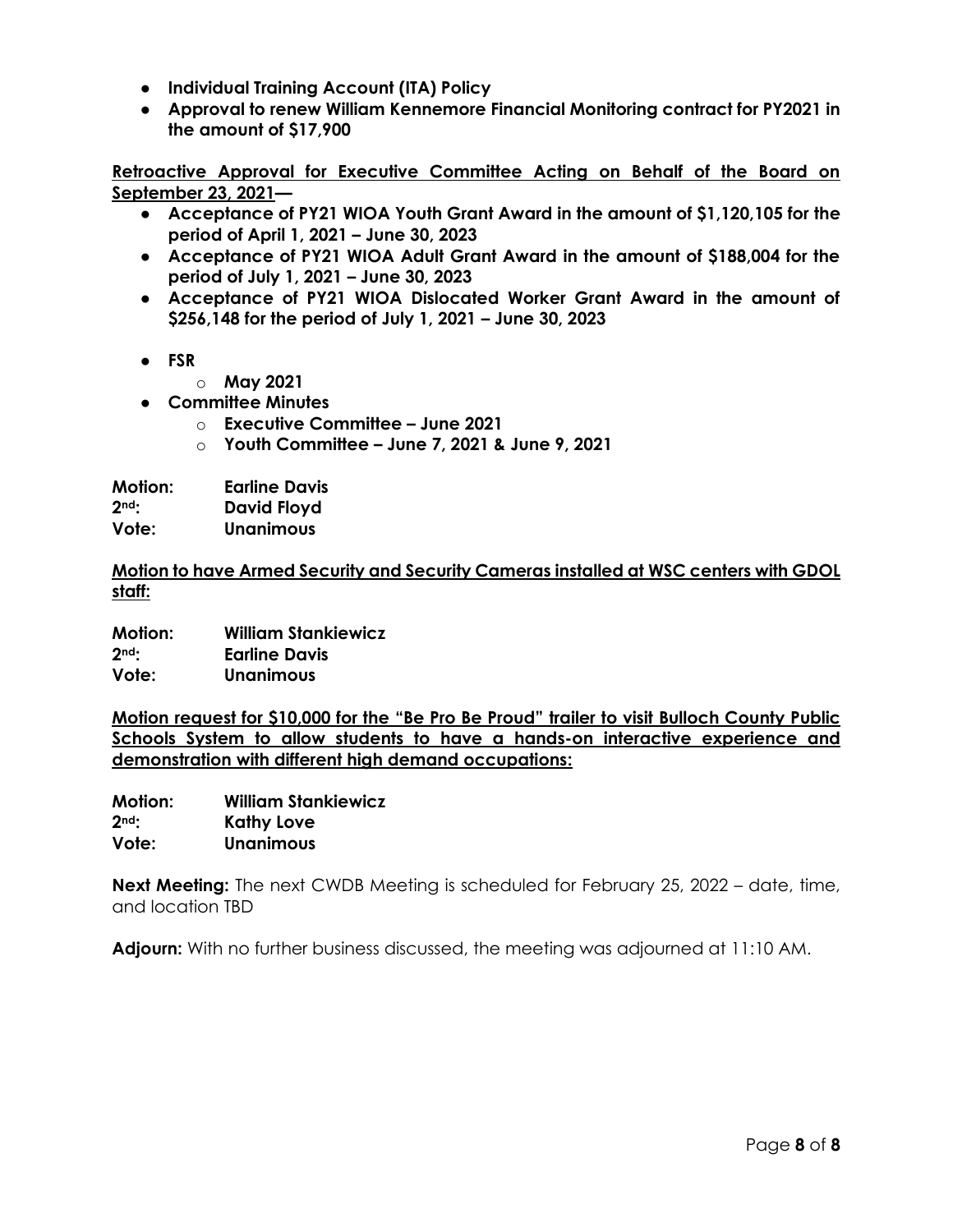- **Individual Training Account (ITA) Policy**
- **Approval to renew William Kennemore Financial Monitoring contract for PY2021 in the amount of $17,900**

**Retroactive Approval for Executive Committee Acting on Behalf of the Board on September 23, 2021—**

- **Acceptance of PY21 WIOA Youth Grant Award in the amount of $1,120,105 for the period of April 1, 2021 – June 30, 2023**
- **Acceptance of PY21 WIOA Adult Grant Award in the amount of $188,004 for the period of July 1, 2021 – June 30, 2023**
- **Acceptance of PY21 WIOA Dislocated Worker Grant Award in the amount of $256,148 for the period of July 1, 2021 – June 30, 2023**

- **FSR**
  - **May 2021**
- **Committee Minutes**
  - **Executive Committee – June 2021**
  - **Youth Committee – June 7, 2021 & June 9, 2021**

**Motion:** **Earline Davis**
**2nd:** **David Floyd**
**Vote:** **Unanimous**

**Motion to have Armed Security and Security Cameras installed at WSC centers with GDOL staff:**

**Motion:** **William Stankiewicz**
**2nd:** **Earline Davis**
**Vote:** **Unanimous**

**Motion request for $10,000 for the "Be Pro Be Proud" trailer to visit Bulloch County Public Schools System to allow students to have a hands-on interactive experience and demonstration with different high demand occupations:**

**Motion:** **William Stankiewicz**
**2nd:** **Kathy Love**
**Vote:** **Unanimous**

**Next Meeting:** The next CWDB Meeting is scheduled for February 25, 2022 – date, time, and location TBD

**Adjourn:** With no further business discussed, the meeting was adjourned at 11:10 AM.